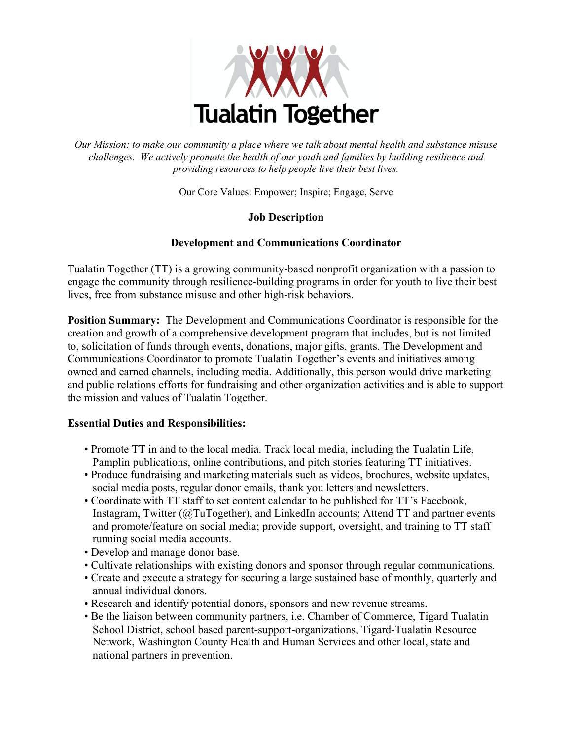# Tualatin Together

*Our Mission: to make our community a place where we talk about mental health and substance misuse challenges. We actively promote the health of our youth and families by building resilience and providing resources to help people live their best lives.*

Our Core Values: Empower; Inspire; Engage, Serve

**Job Description**

**Development and Communications Coordinator**

Tualatin Together (TT) is a growing community-based nonprofit organization with a passion to engage the community through resilience-building programs in order for youth to live their best lives, free from substance misuse and other high-risk behaviors.

**Position Summary:** The Development and Communications Coordinator is responsible for the creation and growth of a comprehensive development program that includes, but is not limited to, solicitation of funds through events, donations, major gifts, grants. The Development and Communications Coordinator to promote Tualatin Together's events and initiatives among owned and earned channels, including media. Additionally, this person would drive marketing and public relations efforts for fundraising and other organization activities and is able to support the mission and values of Tualatin Together.

**Essential Duties and Responsibilities:**

- Promote TT in and to the local media. Track local media, including the Tualatin Life, Pamplin publications, online contributions, and pitch stories featuring TT initiatives.
- Produce fundraising and marketing materials such as videos, brochures, website updates, social media posts, regular donor emails, thank you letters and newsletters.
- Coordinate with TT staff to set content calendar to be published for TT's Facebook, Instagram, Twitter (@TuTogether), and LinkedIn accounts; Attend TT and partner events and promote/feature on social media; provide support, oversight, and training to TT staff running social media accounts.
- Develop and manage donor base.
- Cultivate relationships with existing donors and sponsor through regular communications.
- Create and execute a strategy for securing a large sustained base of monthly, quarterly and annual individual donors.
- Research and identify potential donors, sponsors and new revenue streams.
- Be the liaison between community partners, i.e. Chamber of Commerce, Tigard Tualatin School District, school based parent-support-organizations, Tigard-Tualatin Resource Network, Washington County Health and Human Services and other local, state and national partners in prevention.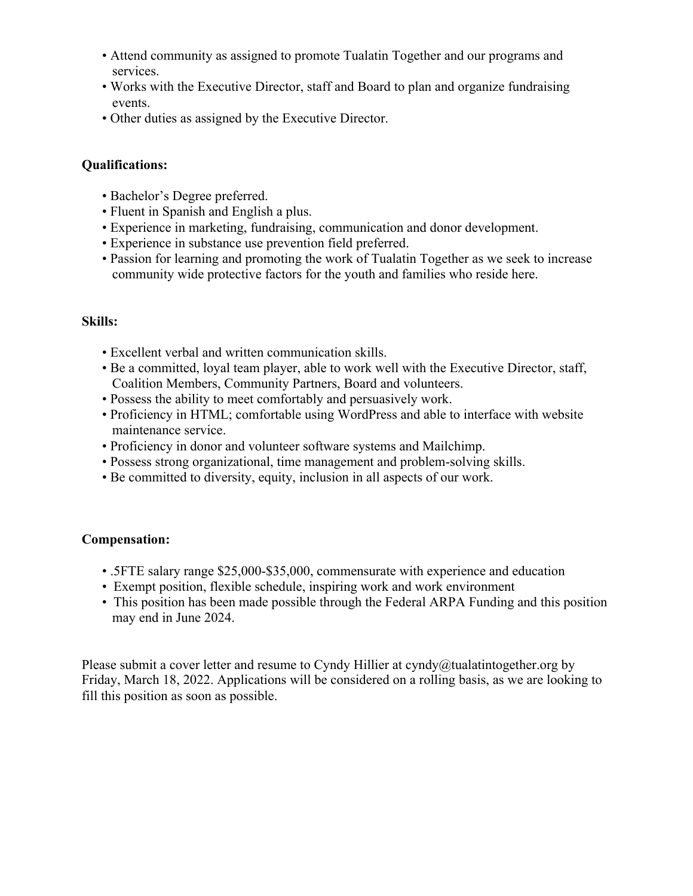- Attend community as assigned to promote Tualatin Together and our programs and services.
- Works with the Executive Director, staff and Board to plan and organize fundraising events.
- Other duties as assigned by the Executive Director.

**Qualifications:**

- Bachelor's Degree preferred.
- Fluent in Spanish and English a plus.
- Experience in marketing, fundraising, communication and donor development.
- Experience in substance use prevention field preferred.
- Passion for learning and promoting the work of Tualatin Together as we seek to increase community wide protective factors for the youth and families who reside here.

**Skills:**

- Excellent verbal and written communication skills.
- Be a committed, loyal team player, able to work well with the Executive Director, staff, Coalition Members, Community Partners, Board and volunteers.
- Possess the ability to meet comfortably and persuasively work.
- Proficiency in HTML; comfortable using WordPress and able to interface with website maintenance service.
- Proficiency in donor and volunteer software systems and Mailchimp.
- Possess strong organizational, time management and problem-solving skills.
- Be committed to diversity, equity, inclusion in all aspects of our work.

**Compensation:**

- .5FTE salary range $25,000-$35,000, commensurate with experience and education
- Exempt position, flexible schedule, inspiring work and work environment
- This position has been made possible through the Federal ARPA Funding and this position may end in June 2024.

Please submit a cover letter and resume to Cyndy Hillier at cyndy@tualatintogether.org by Friday, March 18, 2022. Applications will be considered on a rolling basis, as we are looking to fill this position as soon as possible.